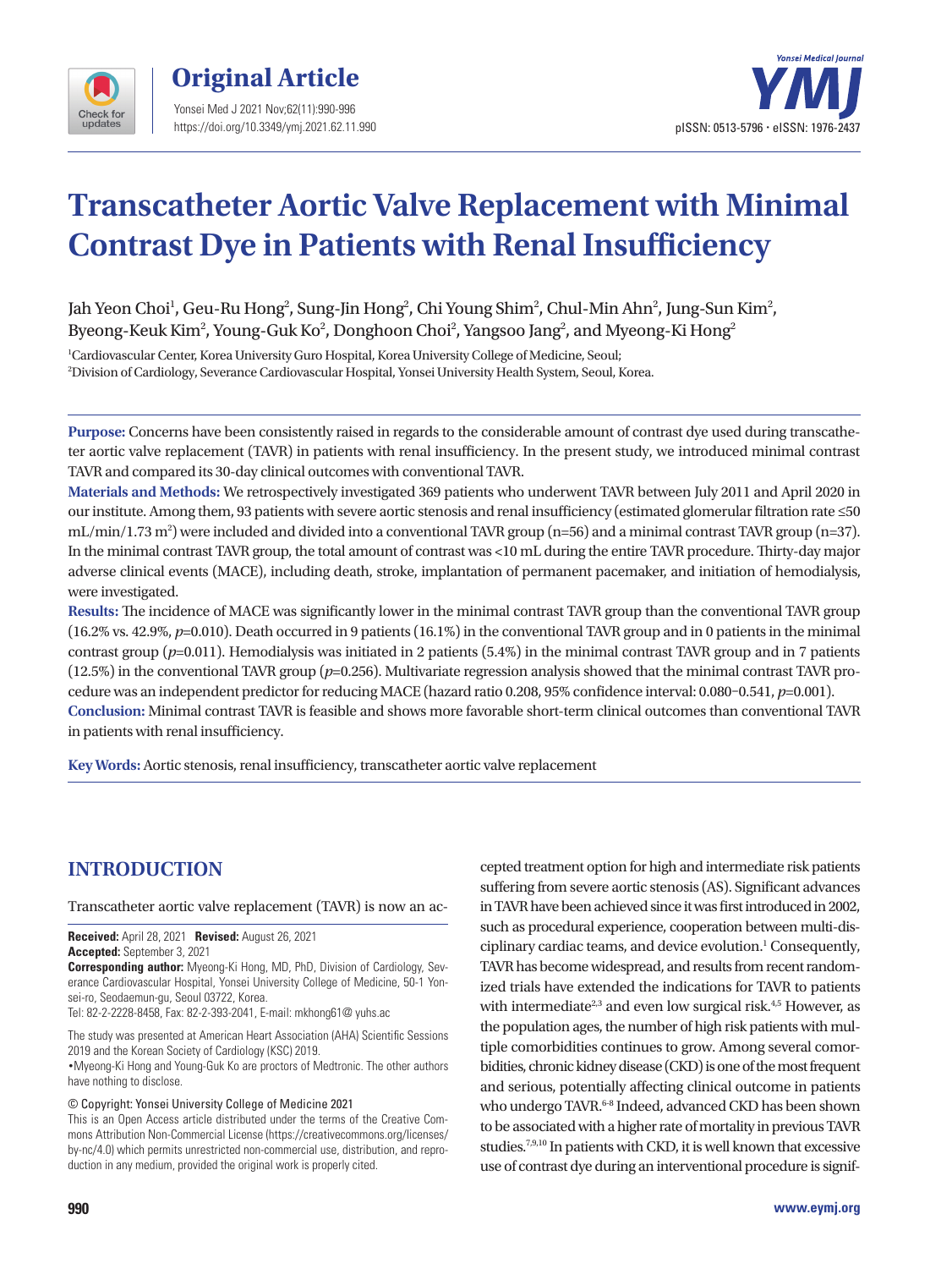# Original Article

# Transcatheter Aortic Valve Replacement with Minimal Contrast Dye in Patients with Renal Insufficiency

Jah Yeon Choi[1], Geu-Ru Hong[2], Sung-Jin Hong[2], Chi Young Shim[2], Chul-Min Ahn[2], Jung-Sun Kim[2], Byeong-Keuk Kim[2], Young-Guk Ko[2], Donghoon Choi[2], Yangsoo Jang[2], and Myeong-Ki Hong[2]

[1]Cardiovascular Center, Korea University Guro Hospital, Korea University College of Medicine, Seoul;
[2]Division of Cardiology, Severance Cardiovascular Hospital, Yonsei University Health System, Seoul, Korea.

**Purpose:** Concerns have been consistently raised in regards to the considerable amount of contrast dye used during transcatheter aortic valve replacement (TAVR) in patients with renal insufficiency. In the present study, we introduced minimal contrast TAVR and compared its 30-day clinical outcomes with conventional TAVR.

**Materials and Methods:** We retrospectively investigated 369 patients who underwent TAVR between July 2011 and April 2020 in our institute. Among them, 93 patients with severe aortic stenosis and renal insufficiency (estimated glomerular filtration rate ≤50 mL/min/1.73 $m^2$) were included and divided into a conventional TAVR group (n=56) and a minimal contrast TAVR group (n=37). In the minimal contrast TAVR group, the total amount of contrast was <10 mL during the entire TAVR procedure. Thirty-day major adverse clinical events (MACE), including death, stroke, implantation of permanent pacemaker, and initiation of hemodialysis, were investigated.

**Results:** The incidence of MACE was significantly lower in the minimal contrast TAVR group than the conventional TAVR group (16.2% vs. 42.9%, $p$=0.010). Death occurred in 9 patients (16.1%) in the conventional TAVR group and in 0 patients in the minimal contrast group ($p$=0.011). Hemodialysis was initiated in 2 patients (5.4%) in the minimal contrast TAVR group and in 7 patients (12.5%) in the conventional TAVR group ($p$=0.256). Multivariate regression analysis showed that the minimal contrast TAVR procedure was an independent predictor for reducing MACE (hazard ratio 0.208, 95% confidence interval: 0.080–0.541, $p$=0.001).

**Conclusion:** Minimal contrast TAVR is feasible and shows more favorable short-term clinical outcomes than conventional TAVR in patients with renal insufficiency.

**Key Words:** Aortic stenosis, renal insufficiency, transcatheter aortic valve replacement

## INTRODUCTION

Transcatheter aortic valve replacement (TAVR) is now an accepted treatment option for high and intermediate risk patients suffering from severe aortic stenosis (AS). Significant advances in TAVR have been achieved since it was first introduced in 2002, such as procedural experience, cooperation between multi-disciplinary cardiac teams, and device evolution.[1] Consequently, TAVR has become widespread, and results from recent randomized trials have extended the indications for TAVR to patients with intermediate[2,3] and even low surgical risk.[4,5] However, as the population ages, the number of high risk patients with multiple comorbidities continues to grow. Among several comorbidities, chronic kidney disease (CKD) is one of the most frequent and serious, potentially affecting clinical outcome in patients who undergo TAVR.[6-8] Indeed, advanced CKD has been shown to be associated with a higher rate of mortality in previous TAVR studies.[7,9,10] In patients with CKD, it is well known that excessive use of contrast dye during an interventional procedure is signif-

**Received:** April 28, 2021 **Revised:** August 26, 2021
**Accepted:** September 3, 2021
**Corresponding author:** Myeong-Ki Hong, MD, PhD, Division of Cardiology, Severance Cardiovascular Hospital, Yonsei University College of Medicine, 50-1 Yonsei-ro, Seodaemun-gu, Seoul 03722, Korea.
Tel: 82-2-2228-8458, Fax: 82-2-393-2041, E-mail: mkhong61@ yuhs.ac

The study was presented at American Heart Association (AHA) Scientific Sessions 2019 and the Korean Society of Cardiology (KSC) 2019.
•Myeong-Ki Hong and Young-Guk Ko are proctors of Medtronic. The other authors have nothing to disclose.

© Copyright: Yonsei University College of Medicine 2021
This is an Open Access article distributed under the terms of the Creative Commons Attribution Non-Commercial License (https://creativecommons.org/licenses/by-nc/4.0) which permits unrestricted non-commercial use, distribution, and reproduction in any medium, provided the original work is properly cited.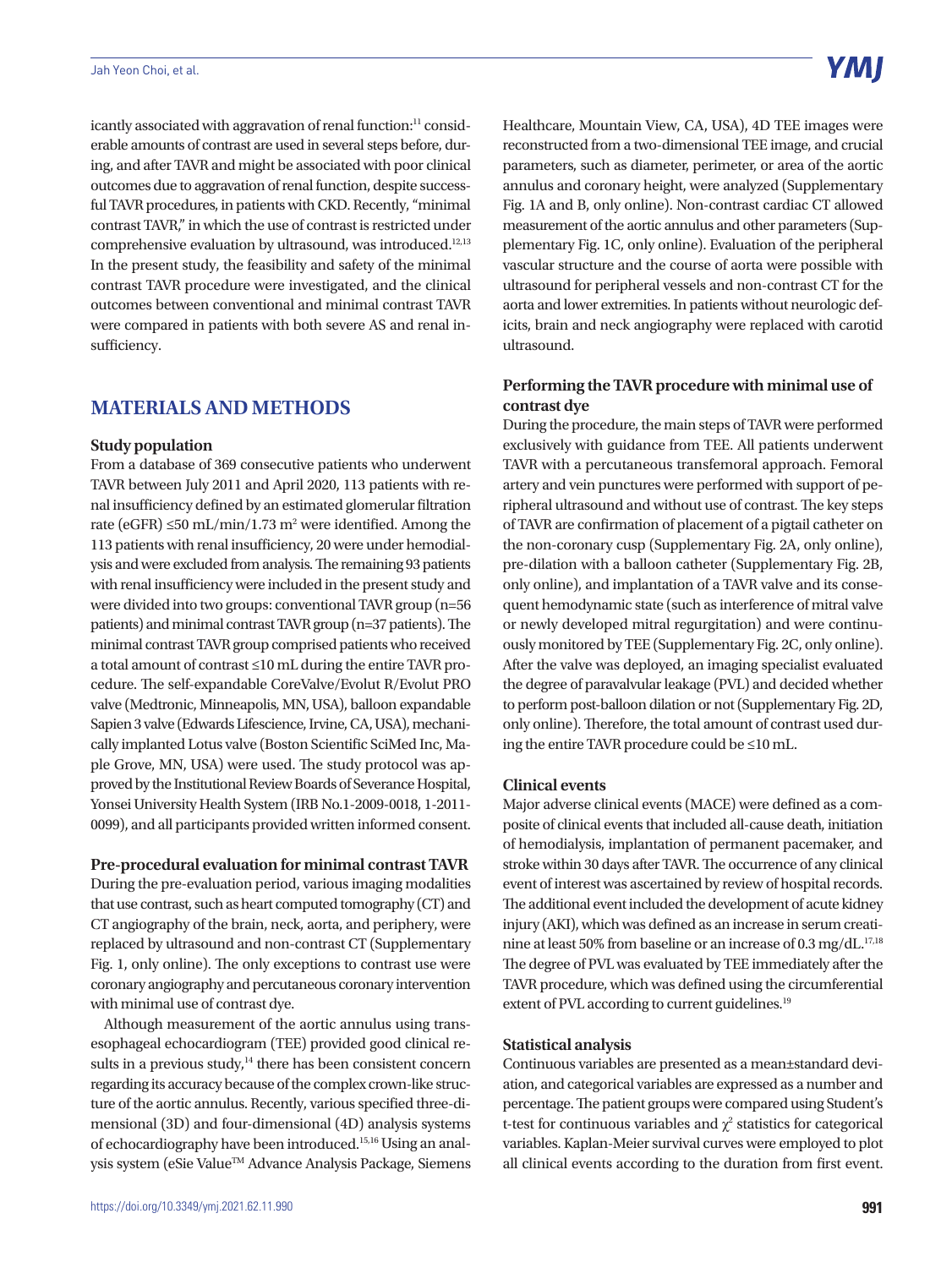icantly associated with aggravation of renal function:[11] considerable amounts of contrast are used in several steps before, during, and after TAVR and might be associated with poor clinical outcomes due to aggravation of renal function, despite successful TAVR procedures, in patients with CKD. Recently, "minimal contrast TAVR," in which the use of contrast is restricted under comprehensive evaluation by ultrasound, was introduced.[12,13] In the present study, the feasibility and safety of the minimal contrast TAVR procedure were investigated, and the clinical outcomes between conventional and minimal contrast TAVR were compared in patients with both severe AS and renal insufficiency.

## MATERIALS AND METHODS

### Study population

From a database of 369 consecutive patients who underwent TAVR between July 2011 and April 2020, 113 patients with renal insufficiency defined by an estimated glomerular filtration rate (eGFR) ≤50 mL/min/1.73 m$^2$ were identified. Among the 113 patients with renal insufficiency, 20 were under hemodialysis and were excluded from analysis. The remaining 93 patients with renal insufficiency were included in the present study and were divided into two groups: conventional TAVR group (n=56 patients) and minimal contrast TAVR group (n=37 patients). The minimal contrast TAVR group comprised patients who received a total amount of contrast ≤10 mL during the entire TAVR procedure. The self-expandable CoreValve/Evolut R/Evolut PRO valve (Medtronic, Minneapolis, MN, USA), balloon expandable Sapien 3 valve (Edwards Lifescience, Irvine, CA, USA), mechanically implanted Lotus valve (Boston Scientific SciMed Inc, Maple Grove, MN, USA) were used. The study protocol was approved by the Institutional Review Boards of Severance Hospital, Yonsei University Health System (IRB No.1-2009-0018, 1-2011-0099), and all participants provided written informed consent.

### Pre-procedural evaluation for minimal contrast TAVR

During the pre-evaluation period, various imaging modalities that use contrast, such as heart computed tomography (CT) and CT angiography of the brain, neck, aorta, and periphery, were replaced by ultrasound and non-contrast CT (Supplementary Fig. 1, only online). The only exceptions to contrast use were coronary angiography and percutaneous coronary intervention with minimal use of contrast dye.

Although measurement of the aortic annulus using transesophageal echocardiogram (TEE) provided good clinical results in a previous study,[14] there has been consistent concern regarding its accuracy because of the complex crown-like structure of the aortic annulus. Recently, various specified three-dimensional (3D) and four-dimensional (4D) analysis systems of echocardiography have been introduced.[15,16] Using an analysis system (eSie Value™ Advance Analysis Package, Siemens Healthcare, Mountain View, CA, USA), 4D TEE images were reconstructed from a two-dimensional TEE image, and crucial parameters, such as diameter, perimeter, or area of the aortic annulus and coronary height, were analyzed (Supplementary Fig. 1A and B, only online). Non-contrast cardiac CT allowed measurement of the aortic annulus and other parameters (Supplementary Fig. 1C, only online). Evaluation of the peripheral vascular structure and the course of aorta were possible with ultrasound for peripheral vessels and non-contrast CT for the aorta and lower extremities. In patients without neurologic deficits, brain and neck angiography were replaced with carotid ultrasound.

### Performing the TAVR procedure with minimal use of contrast dye

During the procedure, the main steps of TAVR were performed exclusively with guidance from TEE. All patients underwent TAVR with a percutaneous transfemoral approach. Femoral artery and vein punctures were performed with support of peripheral ultrasound and without use of contrast. The key steps of TAVR are confirmation of placement of a pigtail catheter on the non-coronary cusp (Supplementary Fig. 2A, only online), pre-dilation with a balloon catheter (Supplementary Fig. 2B, only online), and implantation of a TAVR valve and its consequent hemodynamic state (such as interference of mitral valve or newly developed mitral regurgitation) and were continuously monitored by TEE (Supplementary Fig. 2C, only online). After the valve was deployed, an imaging specialist evaluated the degree of paravalvular leakage (PVL) and decided whether to perform post-balloon dilation or not (Supplementary Fig. 2D, only online). Therefore, the total amount of contrast used during the entire TAVR procedure could be ≤10 mL.

### Clinical events

Major adverse clinical events (MACE) were defined as a composite of clinical events that included all-cause death, initiation of hemodialysis, implantation of permanent pacemaker, and stroke within 30 days after TAVR. The occurrence of any clinical event of interest was ascertained by review of hospital records. The additional event included the development of acute kidney injury (AKI), which was defined as an increase in serum creatinine at least 50% from baseline or an increase of 0.3 mg/dL.[17,18] The degree of PVL was evaluated by TEE immediately after the TAVR procedure, which was defined using the circumferential extent of PVL according to current guidelines.[19]

### Statistical analysis

Continuous variables are presented as a mean±standard deviation, and categorical variables are expressed as a number and percentage. The patient groups were compared using Student's t-test for continuous variables and $\chi^2$ statistics for categorical variables. Kaplan-Meier survival curves were employed to plot all clinical events according to the duration from first event.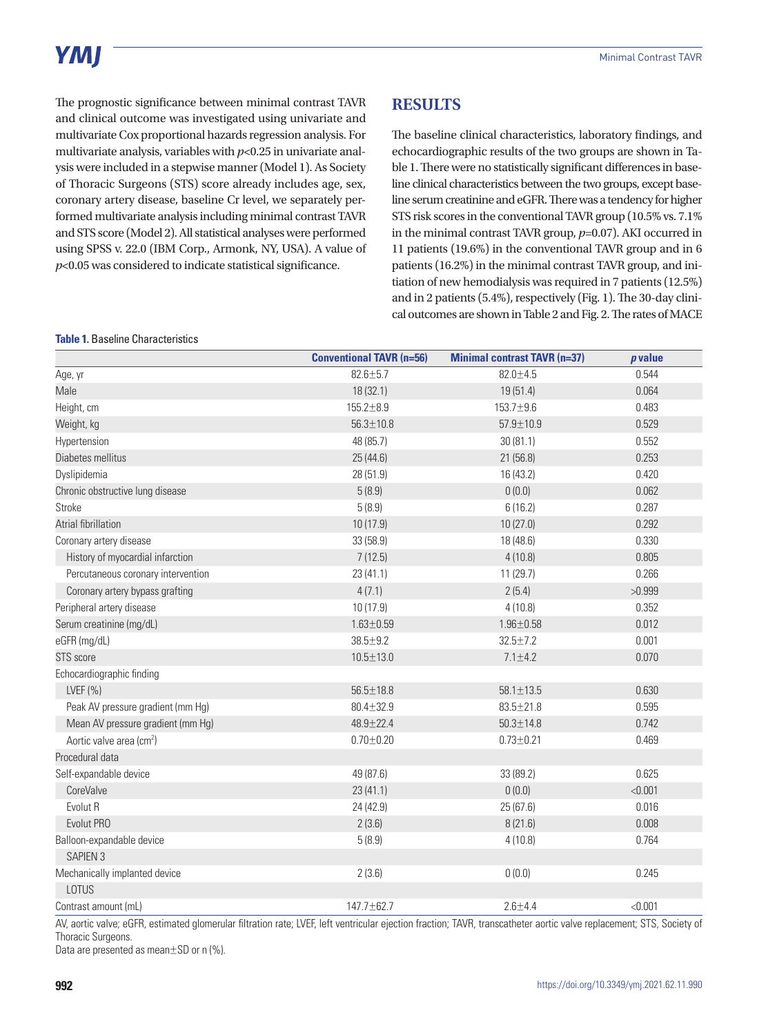The prognostic significance between minimal contrast TAVR and clinical outcome was investigated using univariate and multivariate Cox proportional hazards regression analysis. For multivariate analysis, variables with $p<0.25$ in univariate analysis were included in a stepwise manner (Model 1). As Society of Thoracic Surgeons (STS) score already includes age, sex, coronary artery disease, baseline Cr level, we separately performed multivariate analysis including minimal contrast TAVR and STS score (Model 2). All statistical analyses were performed using SPSS v. 22.0 (IBM Corp., Armonk, NY, USA). A value of $p<0.05$ was considered to indicate statistical significance.

## RESULTS

The baseline clinical characteristics, laboratory findings, and echocardiographic results of the two groups are shown in Table 1. There were no statistically significant differences in baseline clinical characteristics between the two groups, except baseline serum creatinine and eGFR. There was a tendency for higher STS risk scores in the conventional TAVR group (10.5% vs. 7.1% in the minimal contrast TAVR group, $p$=0.07). AKI occurred in 11 patients (19.6%) in the conventional TAVR group and in 6 patients (16.2%) in the minimal contrast TAVR group, and initiation of new hemodialysis was required in 7 patients (12.5%) and in 2 patients (5.4%), respectively (Fig. 1). The 30-day clinical outcomes are shown in Table 2 and Fig. 2. The rates of MACE

**Table 1.** Baseline Characteristics

| | Conventional TAVR (n=56) | Minimal contrast TAVR (n=37) | *p* value |
|---|---|---|---|
| Age, yr | 82.6±5.7 | 82.0±4.5 | 0.544 |
| Male | 18 (32.1) | 19 (51.4) | 0.064 |
| Height, cm | 155.2±8.9 | 153.7±9.6 | 0.483 |
| Weight, kg | 56.3±10.8 | 57.9±10.9 | 0.529 |
| Hypertension | 48 (85.7) | 30 (81.1) | 0.552 |
| Diabetes mellitus | 25 (44.6) | 21 (56.8) | 0.253 |
| Dyslipidemia | 28 (51.9) | 16 (43.2) | 0.420 |
| Chronic obstructive lung disease | 5 (8.9) | 0 (0.0) | 0.062 |
| Stroke | 5 (8.9) | 6 (16.2) | 0.287 |
| Atrial fibrillation | 10 (17.9) | 10 (27.0) | 0.292 |
| Coronary artery disease | 33 (58.9) | 18 (48.6) | 0.330 |
| History of myocardial infarction | 7 (12.5) | 4 (10.8) | 0.805 |
| Percutaneous coronary intervention | 23 (41.1) | 11 (29.7) | 0.266 |
| Coronary artery bypass grafting | 4 (7.1) | 2 (5.4) | >0.999 |
| Peripheral artery disease | 10 (17.9) | 4 (10.8) | 0.352 |
| Serum creatinine (mg/dL) | 1.63±0.59 | 1.96±0.58 | 0.012 |
| eGFR (mg/dL) | 38.5±9.2 | 32.5±7.2 | 0.001 |
| STS score | 10.5±13.0 | 7.1±4.2 | 0.070 |
| Echocardiographic finding | | | |
| LVEF (%) | 56.5±18.8 | 58.1±13.5 | 0.630 |
| Peak AV pressure gradient (mm Hg) | 80.4±32.9 | 83.5±21.8 | 0.595 |
| Mean AV pressure gradient (mm Hg) | 48.9±22.4 | 50.3±14.8 | 0.742 |
| Aortic valve area (cm$^2$) | 0.70±0.20 | 0.73±0.21 | 0.469 |
| Procedural data | | | |
| Self-expandable device | 49 (87.6) | 33 (89.2) | 0.625 |
| CoreValve | 23 (41.1) | 0 (0.0) | <0.001 |
| Evolut R | 24 (42.9) | 25 (67.6) | 0.016 |
| Evolut PRO | 2 (3.6) | 8 (21.6) | 0.008 |
| Balloon-expandable device | 5 (8.9) | 4 (10.8) | 0.764 |
| SAPIEN 3 | | | |
| Mechanically implanted device | 2 (3.6) | 0 (0.0) | 0.245 |
| LOTUS | | | |
| Contrast amount (mL) | 147.7±62.7 | 2.6±4.4 | <0.001 |

AV, aortic valve; eGFR, estimated glomerular filtration rate; LVEF, left ventricular ejection fraction; TAVR, transcatheter aortic valve replacement; STS, Society of Thoracic Surgeons.
Data are presented as mean±SD or n (%).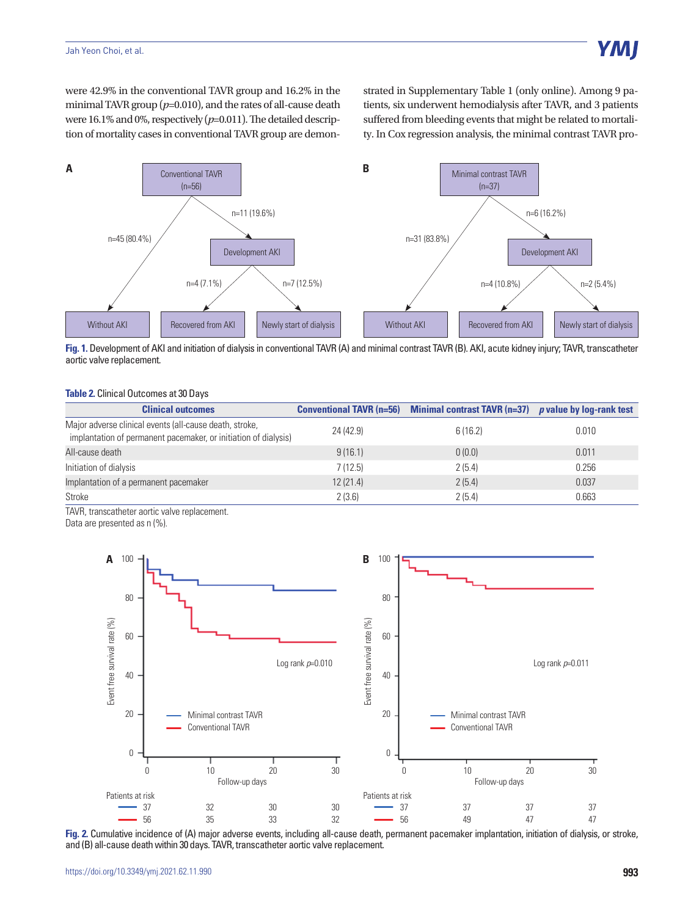were 42.9% in the conventional TAVR group and 16.2% in the minimal TAVR group ($p$=0.010), and the rates of all-cause death were 16.1% and 0%, respectively ($p$=0.011). The detailed description of mortality cases in conventional TAVR group are demonstrated in Supplementary Table 1 (only online). Among 9 patients, six underwent hemodialysis after TAVR, and 3 patients suffered from bleeding events that might be related to mortality. In Cox regression analysis, the minimal contrast TAVR pro-

**Fig. 1.** Development of AKI and initiation of dialysis in conventional TAVR (A) and minimal contrast TAVR (B). AKI, acute kidney injury; TAVR, transcatheter aortic valve replacement.

**Table 2.** Clinical Outcomes at 30 Days

| Clinical outcomes | Conventional TAVR (n=56) | Minimal contrast TAVR (n=37) | $p$ value by log-rank test |
|---|---|---|---|
| Major adverse clinical events (all-cause death, stroke, implantation of permanent pacemaker, or initiation of dialysis) | 24 (42.9) | 6 (16.2) | 0.010 |
| All-cause death | 9 (16.1) | 0 (0.0) | 0.011 |
| Initiation of dialysis | 7 (12.5) | 2 (5.4) | 0.256 |
| Implantation of a permanent pacemaker | 12 (21.4) | 2 (5.4) | 0.037 |
| Stroke | 2 (3.6) | 2 (5.4) | 0.663 |

TAVR, transcatheter aortic valve replacement.
Data are presented as n (%).

**Fig. 2.** Cumulative incidence of (A) major adverse events, including all-cause death, permanent pacemaker implantation, initiation of dialysis, or stroke, and (B) all-cause death within 30 days. TAVR, transcatheter aortic valve replacement.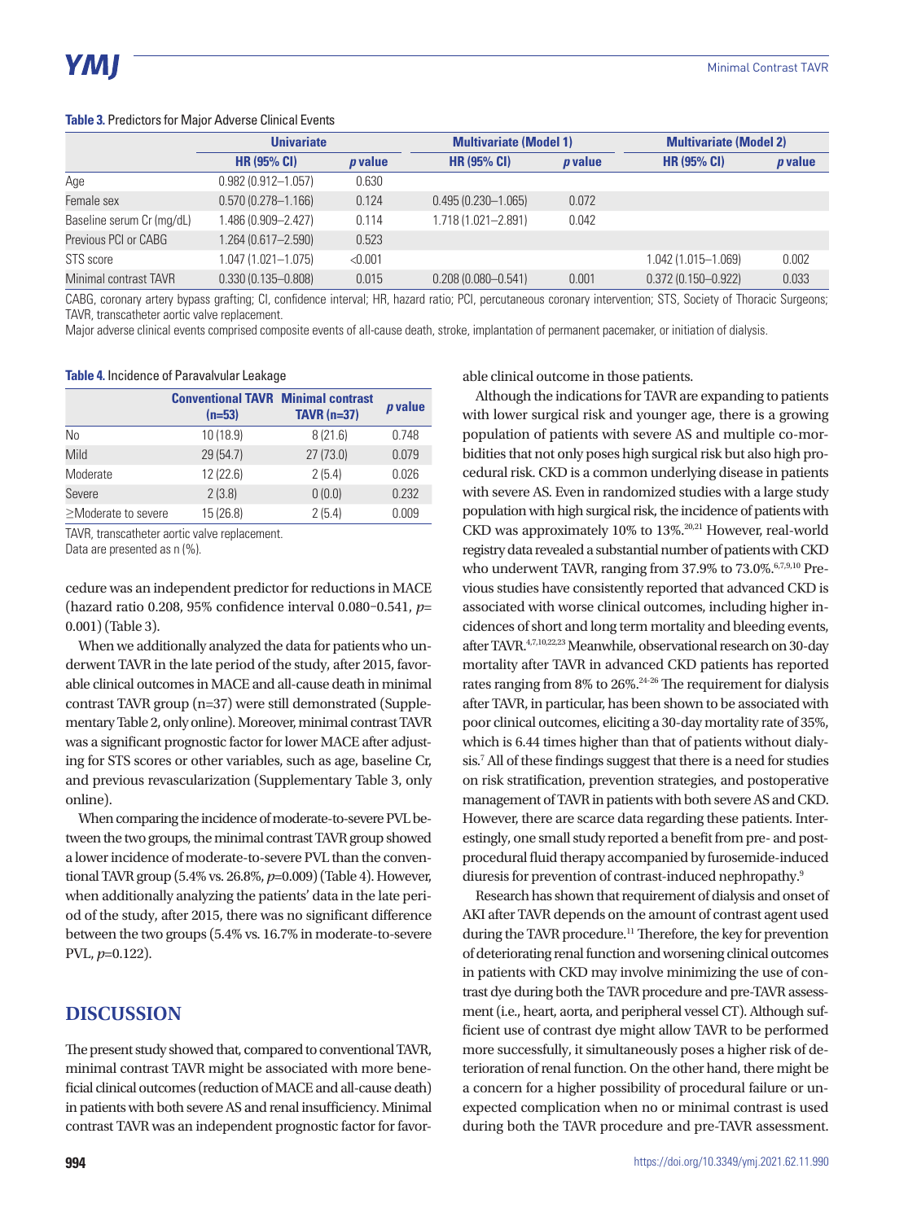**Table 3.** Predictors for Major Adverse Clinical Events

| | Univariate | | Multivariate (Model 1) | | Multivariate (Model 2) | |
|---|---|---|---|---|---|---|
| | HR (95% CI) | *p* value | HR (95% CI) | *p* value | HR (95% CI) | *p* value |
| Age | 0.982 (0.912–1.057) | 0.630 | | | | |
| Female sex | 0.570 (0.278–1.166) | 0.124 | 0.495 (0.230–1.065) | 0.072 | | |
| Baseline serum Cr (mg/dL) | 1.486 (0.909–2.427) | 0.114 | 1.718 (1.021–2.891) | 0.042 | | |
| Previous PCI or CABG | 1.264 (0.617–2.590) | 0.523 | | | | |
| STS score | 1.047 (1.021–1.075) | <0.001 | | | 1.042 (1.015–1.069) | 0.002 |
| Minimal contrast TAVR | 0.330 (0.135–0.808) | 0.015 | 0.208 (0.080–0.541) | 0.001 | 0.372 (0.150–0.922) | 0.033 |

CABG, coronary artery bypass grafting; CI, confidence interval; HR, hazard ratio; PCI, percutaneous coronary intervention; STS, Society of Thoracic Surgeons; TAVR, transcatheter aortic valve replacement.
Major adverse clinical events comprised composite events of all-cause death, stroke, implantation of permanent pacemaker, or initiation of dialysis.

**Table 4.** Incidence of Paravalvular Leakage

| | Conventional TAVR (n=53) | Minimal contrast TAVR (n=37) | *p* value |
|---|---|---|---|
| No | 10 (18.9) | 8 (21.6) | 0.748 |
| Mild | 29 (54.7) | 27 (73.0) | 0.079 |
| Moderate | 12 (22.6) | 2 (5.4) | 0.026 |
| Severe | 2 (3.8) | 0 (0.0) | 0.232 |
| ≥Moderate to severe | 15 (26.8) | 2 (5.4) | 0.009 |

TAVR, transcatheter aortic valve replacement.
Data are presented as n (%).

cedure was an independent predictor for reductions in MACE (hazard ratio 0.208, 95% confidence interval 0.080–0.541, *p*=0.001) (Table 3).

When we additionally analyzed the data for patients who underwent TAVR in the late period of the study, after 2015, favorable clinical outcomes in MACE and all-cause death in minimal contrast TAVR group (n=37) were still demonstrated (Supplementary Table 2, only online). Moreover, minimal contrast TAVR was a significant prognostic factor for lower MACE after adjusting for STS scores or other variables, such as age, baseline Cr, and previous revascularization (Supplementary Table 3, only online).

When comparing the incidence of moderate-to-severe PVL between the two groups, the minimal contrast TAVR group showed a lower incidence of moderate-to-severe PVL than the conventional TAVR group (5.4% vs. 26.8%, *p*=0.009) (Table 4). However, when additionally analyzing the patients' data in the late period of the study, after 2015, there was no significant difference between the two groups (5.4% vs. 16.7% in moderate-to-severe PVL, *p*=0.122).

## DISCUSSION

The present study showed that, compared to conventional TAVR, minimal contrast TAVR might be associated with more beneficial clinical outcomes (reduction of MACE and all-cause death) in patients with both severe AS and renal insufficiency. Minimal contrast TAVR was an independent prognostic factor for favorable clinical outcome in those patients.

Although the indications for TAVR are expanding to patients with lower surgical risk and younger age, there is a growing population of patients with severe AS and multiple co-morbidities that not only poses high surgical risk but also high procedural risk. CKD is a common underlying disease in patients with severe AS. Even in randomized studies with a large study population with high surgical risk, the incidence of patients with CKD was approximately 10% to 13%.[20,21] However, real-world registry data revealed a substantial number of patients with CKD who underwent TAVR, ranging from 37.9% to 73.0%.[6,7,9,10] Previous studies have consistently reported that advanced CKD is associated with worse clinical outcomes, including higher incidences of short and long term mortality and bleeding events, after TAVR.[4,7,10,22,23] Meanwhile, observational research on 30-day mortality after TAVR in advanced CKD patients has reported rates ranging from 8% to 26%.[24-26] The requirement for dialysis after TAVR, in particular, has been shown to be associated with poor clinical outcomes, eliciting a 30-day mortality rate of 35%, which is 6.44 times higher than that of patients without dialysis.[7] All of these findings suggest that there is a need for studies on risk stratification, prevention strategies, and postoperative management of TAVR in patients with both severe AS and CKD. However, there are scarce data regarding these patients. Interestingly, one small study reported a benefit from pre- and post-procedural fluid therapy accompanied by furosemide-induced diuresis for prevention of contrast-induced nephropathy.[9]

Research has shown that requirement of dialysis and onset of AKI after TAVR depends on the amount of contrast agent used during the TAVR procedure.[11] Therefore, the key for prevention of deteriorating renal function and worsening clinical outcomes in patients with CKD may involve minimizing the use of contrast dye during both the TAVR procedure and pre-TAVR assessment (i.e., heart, aorta, and peripheral vessel CT). Although sufficient use of contrast dye might allow TAVR to be performed more successfully, it simultaneously poses a higher risk of deterioration of renal function. On the other hand, there might be a concern for a higher possibility of procedural failure or unexpected complication when no or minimal contrast is used during both the TAVR procedure and pre-TAVR assessment.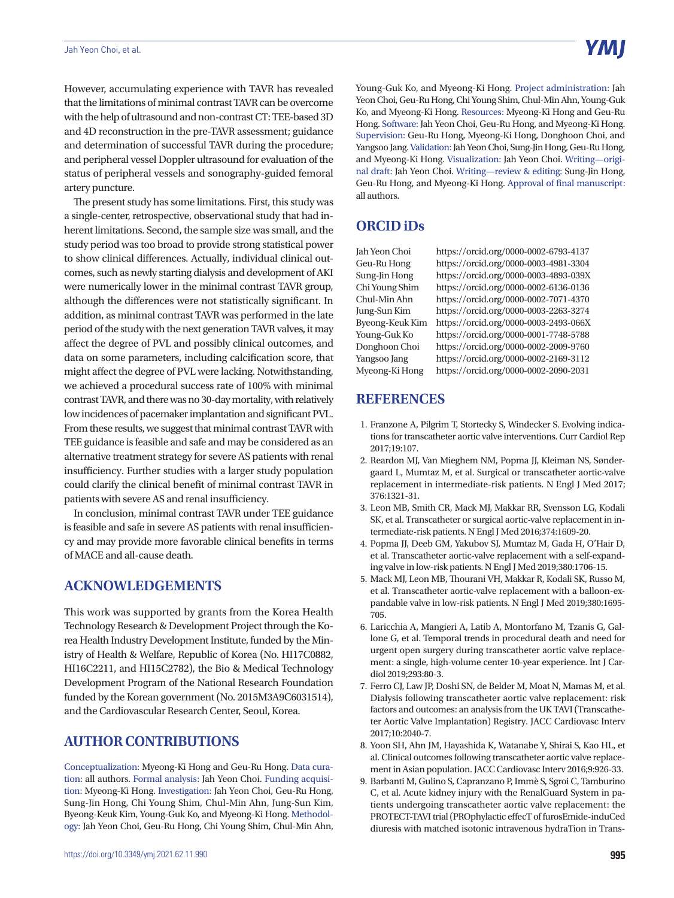However, accumulating experience with TAVR has revealed that the limitations of minimal contrast TAVR can be overcome with the help of ultrasound and non-contrast CT: TEE-based 3D and 4D reconstruction in the pre-TAVR assessment; guidance and determination of successful TAVR during the procedure; and peripheral vessel Doppler ultrasound for evaluation of the status of peripheral vessels and sonography-guided femoral artery puncture.

The present study has some limitations. First, this study was a single-center, retrospective, observational study that had inherent limitations. Second, the sample size was small, and the study period was too broad to provide strong statistical power to show clinical differences. Actually, individual clinical outcomes, such as newly starting dialysis and development of AKI were numerically lower in the minimal contrast TAVR group, although the differences were not statistically significant. In addition, as minimal contrast TAVR was performed in the late period of the study with the next generation TAVR valves, it may affect the degree of PVL and possibly clinical outcomes, and data on some parameters, including calcification score, that might affect the degree of PVL were lacking. Notwithstanding, we achieved a procedural success rate of 100% with minimal contrast TAVR, and there was no 30-day mortality, with relatively low incidences of pacemaker implantation and significant PVL. From these results, we suggest that minimal contrast TAVR with TEE guidance is feasible and safe and may be considered as an alternative treatment strategy for severe AS patients with renal insufficiency. Further studies with a larger study population could clarify the clinical benefit of minimal contrast TAVR in patients with severe AS and renal insufficiency.

In conclusion, minimal contrast TAVR under TEE guidance is feasible and safe in severe AS patients with renal insufficiency and may provide more favorable clinical benefits in terms of MACE and all-cause death.

## ACKNOWLEDGEMENTS

This work was supported by grants from the Korea Health Technology Research & Development Project through the Korea Health Industry Development Institute, funded by the Ministry of Health & Welfare, Republic of Korea (No. HI17C0882, HI16C2211, and HI15C2782), the Bio & Medical Technology Development Program of the National Research Foundation funded by the Korean government (No. 2015M3A9C6031514), and the Cardiovascular Research Center, Seoul, Korea.

## AUTHOR CONTRIBUTIONS

Conceptualization: Myeong-Ki Hong and Geu-Ru Hong. Data curation: all authors. Formal analysis: Jah Yeon Choi. Funding acquisition: Myeong-Ki Hong. Investigation: Jah Yeon Choi, Geu-Ru Hong, Sung-Jin Hong, Chi Young Shim, Chul-Min Ahn, Jung-Sun Kim, Byeong-Keuk Kim, Young-Guk Ko, and Myeong-Ki Hong. Methodology: Jah Yeon Choi, Geu-Ru Hong, Chi Young Shim, Chul-Min Ahn, Young-Guk Ko, and Myeong-Ki Hong. Project administration: Jah Yeon Choi, Geu-Ru Hong, Chi Young Shim, Chul-Min Ahn, Young-Guk Ko, and Myeong-Ki Hong. Resources: Myeong-Ki Hong and Geu-Ru Hong. Software: Jah Yeon Choi, Geu-Ru Hong, and Myeong-Ki Hong. Supervision: Geu-Ru Hong, Myeong-Ki Hong, Donghoon Choi, and Yangsoo Jang. Validation: Jah Yeon Choi, Sung-Jin Hong, Geu-Ru Hong, and Myeong-Ki Hong. Visualization: Jah Yeon Choi. Writing—original draft: Jah Yeon Choi. Writing—review & editing: Sung-Jin Hong, Geu-Ru Hong, and Myeong-Ki Hong. Approval of final manuscript: all authors.

## ORCID iDs

| | |
|---|---|
| Jah Yeon Choi | https://orcid.org/0000-0002-6793-4137 |
| Geu-Ru Hong | https://orcid.org/0000-0003-4981-3304 |
| Sung-Jin Hong | https://orcid.org/0000-0003-4893-039X |
| Chi Young Shim | https://orcid.org/0000-0002-6136-0136 |
| Chul-Min Ahn | https://orcid.org/0000-0002-7071-4370 |
| Jung-Sun Kim | https://orcid.org/0000-0003-2263-3274 |
| Byeong-Keuk Kim | https://orcid.org/0000-0003-2493-066X |
| Young-Guk Ko | https://orcid.org/0000-0001-7748-5788 |
| Donghoon Choi | https://orcid.org/0000-0002-2009-9760 |
| Yangsoo Jang | https://orcid.org/0000-0002-2169-3112 |
| Myeong-Ki Hong | https://orcid.org/0000-0002-2090-2031 |

## REFERENCES

1. Franzone A, Pilgrim T, Stortecky S, Windecker S. Evolving indications for transcatheter aortic valve interventions. Curr Cardiol Rep 2017;19:107.
2. Reardon MJ, Van Mieghem NM, Popma JJ, Kleiman NS, Søndergaard L, Mumtaz M, et al. Surgical or transcatheter aortic-valve replacement in intermediate-risk patients. N Engl J Med 2017; 376:1321-31.
3. Leon MB, Smith CR, Mack MJ, Makkar RR, Svensson LG, Kodali SK, et al. Transcatheter or surgical aortic-valve replacement in intermediate-risk patients. N Engl J Med 2016;374:1609-20.
4. Popma JJ, Deeb GM, Yakubov SJ, Mumtaz M, Gada H, O'Hair D, et al. Transcatheter aortic-valve replacement with a self-expanding valve in low-risk patients. N Engl J Med 2019;380:1706-15.
5. Mack MJ, Leon MB, Thourani VH, Makkar R, Kodali SK, Russo M, et al. Transcatheter aortic-valve replacement with a balloon-expandable valve in low-risk patients. N Engl J Med 2019;380:1695-705.
6. Laricchia A, Mangieri A, Latib A, Montorfano M, Tzanis G, Gallone G, et al. Temporal trends in procedural death and need for urgent open surgery during transcatheter aortic valve replacement: a single, high-volume center 10-year experience. Int J Cardiol 2019;293:80-3.
7. Ferro CJ, Law JP, Doshi SN, de Belder M, Moat N, Mamas M, et al. Dialysis following transcatheter aortic valve replacement: risk factors and outcomes: an analysis from the UK TAVI (Transcatheter Aortic Valve Implantation) Registry. JACC Cardiovasc Interv 2017;10:2040-7.
8. Yoon SH, Ahn JM, Hayashida K, Watanabe Y, Shirai S, Kao HL, et al. Clinical outcomes following transcatheter aortic valve replacement in Asian population. JACC Cardiovasc Interv 2016;9:926-33.
9. Barbanti M, Gulino S, Capranzano P, Immè S, Sgroi C, Tamburino C, et al. Acute kidney injury with the RenalGuard System in patients undergoing transcatheter aortic valve replacement: the PROTECT-TAVI trial (PROphylactic effecT of furosEmide-induCed diuresis with matched isotonic intravenous hydraTion in Trans-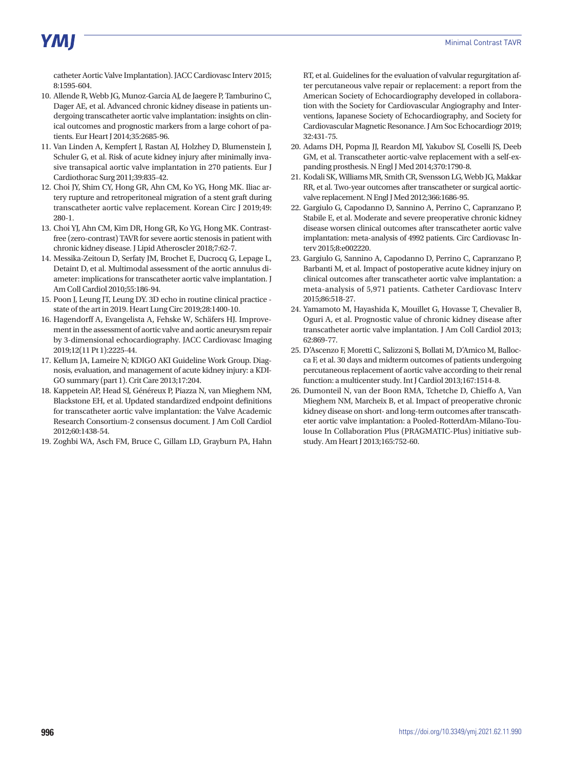catheter Aortic Valve Implantation). JACC Cardiovasc Interv 2015; 8:1595-604.

10. Allende R, Webb JG, Munoz-Garcia AJ, de Jaegere P, Tamburino C, Dager AE, et al. Advanced chronic kidney disease in patients undergoing transcatheter aortic valve implantation: insights on clinical outcomes and prognostic markers from a large cohort of patients. Eur Heart J 2014;35:2685-96.
11. Van Linden A, Kempfert J, Rastan AJ, Holzhey D, Blumenstein J, Schuler G, et al. Risk of acute kidney injury after minimally invasive transapical aortic valve implantation in 270 patients. Eur J Cardiothorac Surg 2011;39:835-42.
12. Choi JY, Shim CY, Hong GR, Ahn CM, Ko YG, Hong MK. Iliac artery rupture and retroperitoneal migration of a stent graft during transcatheter aortic valve replacement. Korean Circ J 2019;49: 280-1.
13. Choi YJ, Ahn CM, Kim DR, Hong GR, Ko YG, Hong MK. Contrast-free (zero-contrast) TAVR for severe aortic stenosis in patient with chronic kidney disease. J Lipid Atheroscler 2018;7:62-7.
14. Messika-Zeitoun D, Serfaty JM, Brochet E, Ducrocq G, Lepage L, Detaint D, et al. Multimodal assessment of the aortic annulus diameter: implications for transcatheter aortic valve implantation. J Am Coll Cardiol 2010;55:186-94.
15. Poon J, Leung JT, Leung DY. 3D echo in routine clinical practice - state of the art in 2019. Heart Lung Circ 2019;28:1400-10.
16. Hagendorff A, Evangelista A, Fehske W, Schäfers HJ. Improvement in the assessment of aortic valve and aortic aneurysm repair by 3-dimensional echocardiography. JACC Cardiovasc Imaging 2019;12(11 Pt 1):2225-44.
17. Kellum JA, Lameire N; KDIGO AKI Guideline Work Group. Diagnosis, evaluation, and management of acute kidney injury: a KDIGO summary (part 1). Crit Care 2013;17:204.
18. Kappetein AP, Head SJ, Généreux P, Piazza N, van Mieghem NM, Blackstone EH, et al. Updated standardized endpoint definitions for transcatheter aortic valve implantation: the Valve Academic Research Consortium-2 consensus document. J Am Coll Cardiol 2012;60:1438-54.
19. Zoghbi WA, Asch FM, Bruce C, Gillam LD, Grayburn PA, Hahn RT, et al. Guidelines for the evaluation of valvular regurgitation after percutaneous valve repair or replacement: a report from the American Society of Echocardiography developed in collaboration with the Society for Cardiovascular Angiography and Interventions, Japanese Society of Echocardiography, and Society for Cardiovascular Magnetic Resonance. J Am Soc Echocardiogr 2019; 32:431-75.
20. Adams DH, Popma JJ, Reardon MJ, Yakubov SJ, Coselli JS, Deeb GM, et al. Transcatheter aortic-valve replacement with a self-expanding prosthesis. N Engl J Med 2014;370:1790-8.
21. Kodali SK, Williams MR, Smith CR, Svensson LG, Webb JG, Makkar RR, et al. Two-year outcomes after transcatheter or surgical aortic-valve replacement. N Engl J Med 2012;366:1686-95.
22. Gargiulo G, Capodanno D, Sannino A, Perrino C, Capranzano P, Stabile E, et al. Moderate and severe preoperative chronic kidney disease worsen clinical outcomes after transcatheter aortic valve implantation: meta-analysis of 4992 patients. Circ Cardiovasc Interv 2015;8:e002220.
23. Gargiulo G, Sannino A, Capodanno D, Perrino C, Capranzano P, Barbanti M, et al. Impact of postoperative acute kidney injury on clinical outcomes after transcatheter aortic valve implantation: a meta-analysis of 5,971 patients. Catheter Cardiovasc Interv 2015;86:518-27.
24. Yamamoto M, Hayashida K, Mouillet G, Hovasse T, Chevalier B, Oguri A, et al. Prognostic value of chronic kidney disease after transcatheter aortic valve implantation. J Am Coll Cardiol 2013; 62:869-77.
25. D'Ascenzo F, Moretti C, Salizzoni S, Bollati M, D'Amico M, Ballocca F, et al. 30 days and midterm outcomes of patients undergoing percutaneous replacement of aortic valve according to their renal function: a multicenter study. Int J Cardiol 2013;167:1514-8.
26. Dumonteil N, van der Boon RMA, Tchetche D, Chieffo A, Van Mieghem NM, Marcheix B, et al. Impact of preoperative chronic kidney disease on short- and long-term outcomes after transcatheter aortic valve implantation: a Pooled-RotterdAm-Milano-Toulouse In Collaboration Plus (PRAGMATIC-Plus) initiative substudy. Am Heart J 2013;165:752-60.